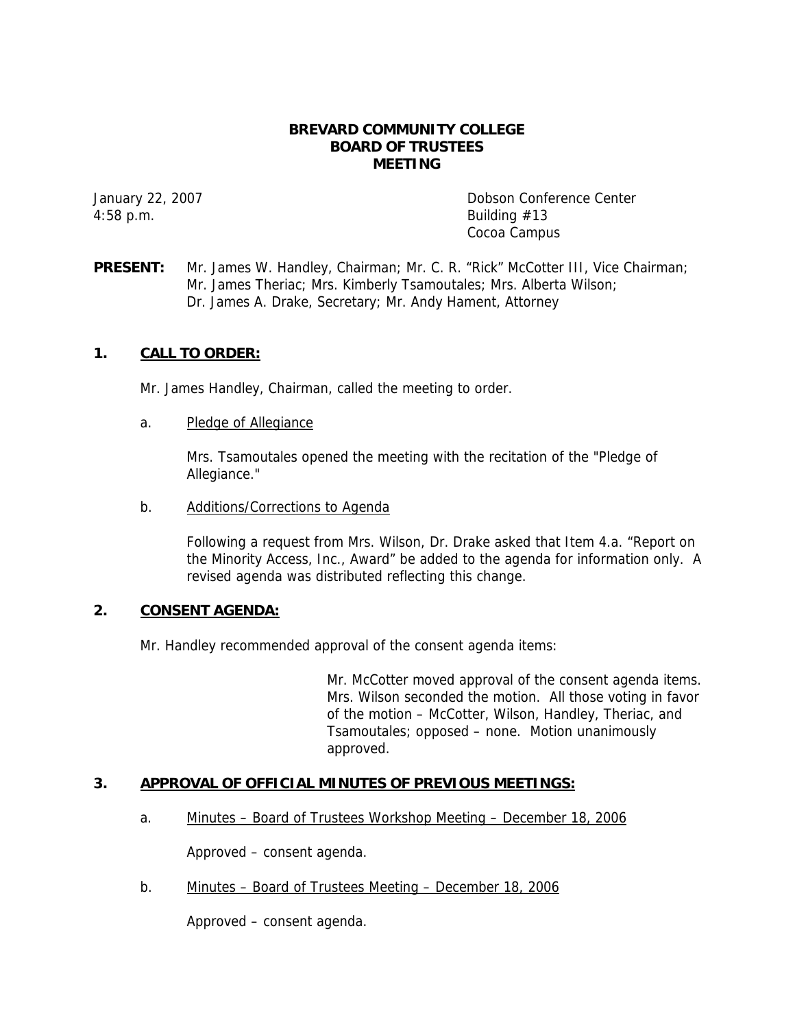# BREVARD COMMUNITY COLLEGE
# BOARD OF TRUSTEES
# MEETING

January 22, 2007
4:58 p.m.

Dobson Conference Center
Building #13
Cocoa Campus

**PRESENT:** Mr. James W. Handley, Chairman; Mr. C. R. "Rick" McCotter III, Vice Chairman; Mr. James Theriac; Mrs. Kimberly Tsamoutales; Mrs. Alberta Wilson; Dr. James A. Drake, Secretary; Mr. Andy Hament, Attorney

## 1. CALL TO ORDER:

Mr. James Handley, Chairman, called the meeting to order.

a. Pledge of Allegiance

Mrs. Tsamoutales opened the meeting with the recitation of the "Pledge of Allegiance."

b. Additions/Corrections to Agenda

Following a request from Mrs. Wilson, Dr. Drake asked that Item 4.a. "Report on the Minority Access, Inc., Award" be added to the agenda for information only. A revised agenda was distributed reflecting this change.

## 2. CONSENT AGENDA:

Mr. Handley recommended approval of the consent agenda items:

Mr. McCotter moved approval of the consent agenda items. Mrs. Wilson seconded the motion. All those voting in favor of the motion – McCotter, Wilson, Handley, Theriac, and Tsamoutales; opposed – none. Motion unanimously approved.

## 3. APPROVAL OF OFFICIAL MINUTES OF PREVIOUS MEETINGS:

a. Minutes – Board of Trustees Workshop Meeting – December 18, 2006

Approved – consent agenda.

b. Minutes – Board of Trustees Meeting – December 18, 2006

Approved – consent agenda.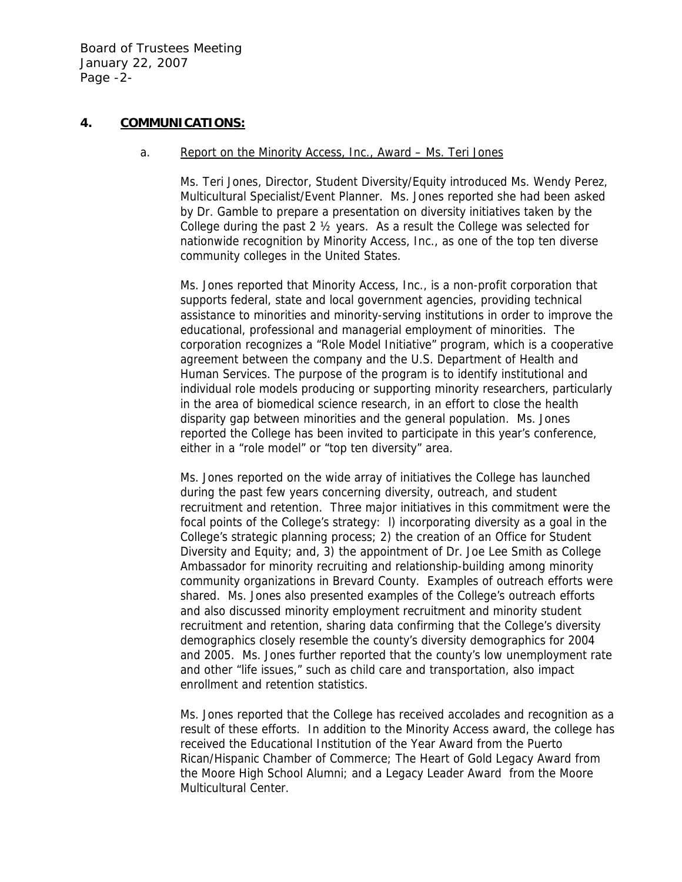## 4. COMMUNICATIONS:

a. Report on the Minority Access, Inc., Award – Ms. Teri Jones

Ms. Teri Jones, Director, Student Diversity/Equity introduced Ms. Wendy Perez, Multicultural Specialist/Event Planner. Ms. Jones reported she had been asked by Dr. Gamble to prepare a presentation on diversity initiatives taken by the College during the past 2 ½ years. As a result the College was selected for nationwide recognition by Minority Access, Inc., as one of the top ten diverse community colleges in the United States.

Ms. Jones reported that Minority Access, Inc., is a non-profit corporation that supports federal, state and local government agencies, providing technical assistance to minorities and minority-serving institutions in order to improve the educational, professional and managerial employment of minorities. The corporation recognizes a "Role Model Initiative" program, which is a cooperative agreement between the company and the U.S. Department of Health and Human Services. The purpose of the program is to identify institutional and individual role models producing or supporting minority researchers, particularly in the area of biomedical science research, in an effort to close the health disparity gap between minorities and the general population. Ms. Jones reported the College has been invited to participate in this year's conference, either in a "role model" or "top ten diversity" area.

Ms. Jones reported on the wide array of initiatives the College has launched during the past few years concerning diversity, outreach, and student recruitment and retention. Three major initiatives in this commitment were the focal points of the College's strategy: l) incorporating diversity as a goal in the College's strategic planning process; 2) the creation of an Office for Student Diversity and Equity; and, 3) the appointment of Dr. Joe Lee Smith as College Ambassador for minority recruiting and relationship-building among minority community organizations in Brevard County. Examples of outreach efforts were shared. Ms. Jones also presented examples of the College's outreach efforts and also discussed minority employment recruitment and minority student recruitment and retention, sharing data confirming that the College's diversity demographics closely resemble the county's diversity demographics for 2004 and 2005. Ms. Jones further reported that the county's low unemployment rate and other "life issues," such as child care and transportation, also impact enrollment and retention statistics.

Ms. Jones reported that the College has received accolades and recognition as a result of these efforts. In addition to the Minority Access award, the college has received the Educational Institution of the Year Award from the Puerto Rican/Hispanic Chamber of Commerce; The Heart of Gold Legacy Award from the Moore High School Alumni; and a Legacy Leader Award from the Moore Multicultural Center.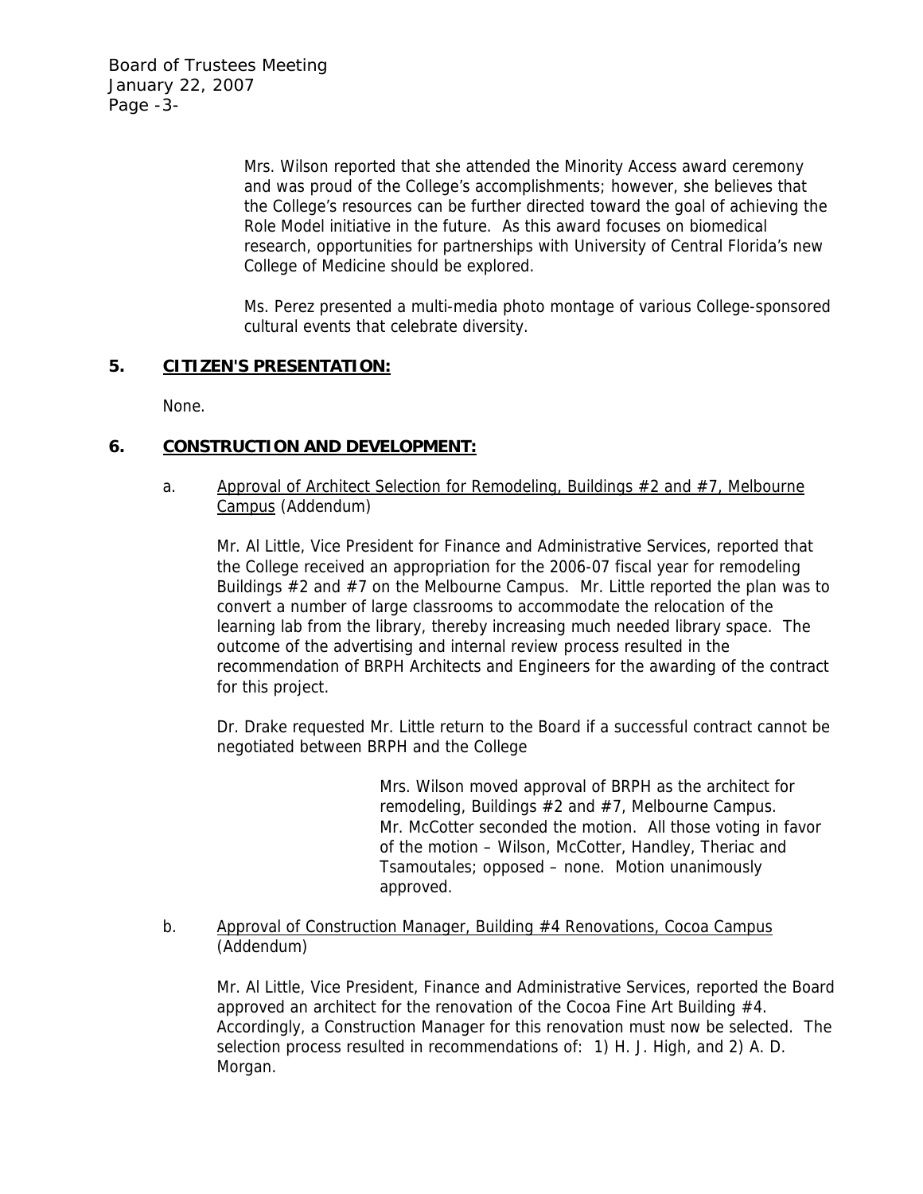Mrs. Wilson reported that she attended the Minority Access award ceremony and was proud of the College's accomplishments; however, she believes that the College's resources can be further directed toward the goal of achieving the Role Model initiative in the future. As this award focuses on biomedical research, opportunities for partnerships with University of Central Florida's new College of Medicine should be explored.

Ms. Perez presented a multi-media photo montage of various College-sponsored cultural events that celebrate diversity.

## 5. <u>CITIZEN'S PRESENTATION:</u>

None.

## 6. <u>CONSTRUCTION AND DEVELOPMENT:</u>

a. <u>Approval of Architect Selection for Remodeling, Buildings #2 and #7, Melbourne Campus</u> (Addendum)

Mr. Al Little, Vice President for Finance and Administrative Services, reported that the College received an appropriation for the 2006-07 fiscal year for remodeling Buildings #2 and #7 on the Melbourne Campus. Mr. Little reported the plan was to convert a number of large classrooms to accommodate the relocation of the learning lab from the library, thereby increasing much needed library space. The outcome of the advertising and internal review process resulted in the recommendation of BRPH Architects and Engineers for the awarding of the contract for this project.

Dr. Drake requested Mr. Little return to the Board if a successful contract cannot be negotiated between BRPH and the College

> Mrs. Wilson moved approval of BRPH as the architect for remodeling, Buildings #2 and #7, Melbourne Campus. Mr. McCotter seconded the motion. All those voting in favor of the motion – Wilson, McCotter, Handley, Theriac and Tsamoutales; opposed – none. Motion unanimously approved.

b. <u>Approval of Construction Manager, Building #4 Renovations, Cocoa Campus</u> (Addendum)

Mr. Al Little, Vice President, Finance and Administrative Services, reported the Board approved an architect for the renovation of the Cocoa Fine Art Building #4. Accordingly, a Construction Manager for this renovation must now be selected. The selection process resulted in recommendations of: 1) H. J. High, and 2) A. D. Morgan.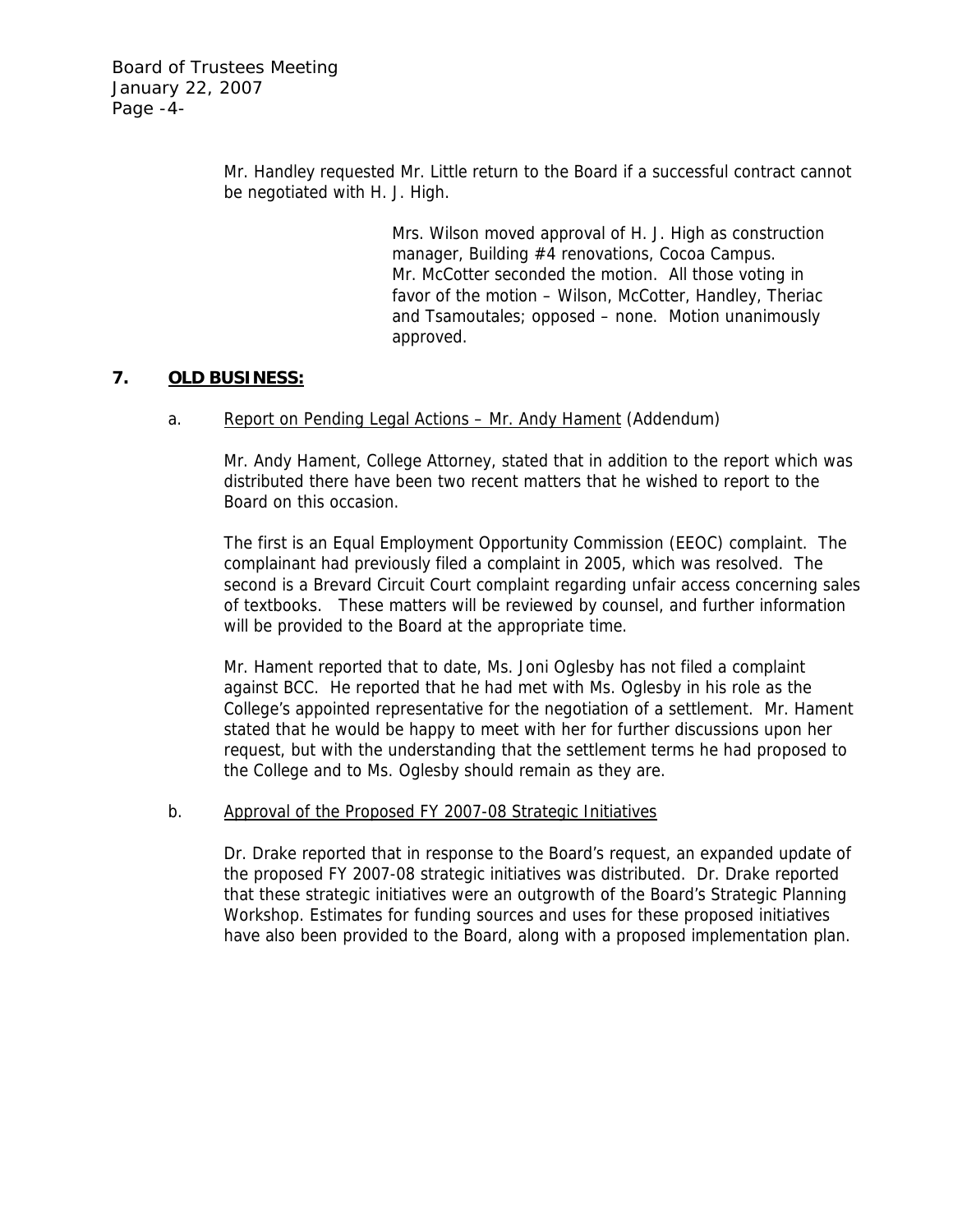Mr. Handley requested Mr. Little return to the Board if a successful contract cannot be negotiated with H. J. High.

> Mrs. Wilson moved approval of H. J. High as construction manager, Building #4 renovations, Cocoa Campus. Mr. McCotter seconded the motion. All those voting in favor of the motion – Wilson, McCotter, Handley, Theriac and Tsamoutales; opposed – none. Motion unanimously approved.

## 7. **OLD BUSINESS:**

a. Report on Pending Legal Actions – Mr. Andy Hament (Addendum)

Mr. Andy Hament, College Attorney, stated that in addition to the report which was distributed there have been two recent matters that he wished to report to the Board on this occasion.

The first is an Equal Employment Opportunity Commission (EEOC) complaint. The complainant had previously filed a complaint in 2005, which was resolved. The second is a Brevard Circuit Court complaint regarding unfair access concerning sales of textbooks. These matters will be reviewed by counsel, and further information will be provided to the Board at the appropriate time.

Mr. Hament reported that to date, Ms. Joni Oglesby has not filed a complaint against BCC. He reported that he had met with Ms. Oglesby in his role as the College's appointed representative for the negotiation of a settlement. Mr. Hament stated that he would be happy to meet with her for further discussions upon her request, but with the understanding that the settlement terms he had proposed to the College and to Ms. Oglesby should remain as they are.

b. Approval of the Proposed FY 2007-08 Strategic Initiatives

Dr. Drake reported that in response to the Board's request, an expanded update of the proposed FY 2007-08 strategic initiatives was distributed. Dr. Drake reported that these strategic initiatives were an outgrowth of the Board's Strategic Planning Workshop. Estimates for funding sources and uses for these proposed initiatives have also been provided to the Board, along with a proposed implementation plan.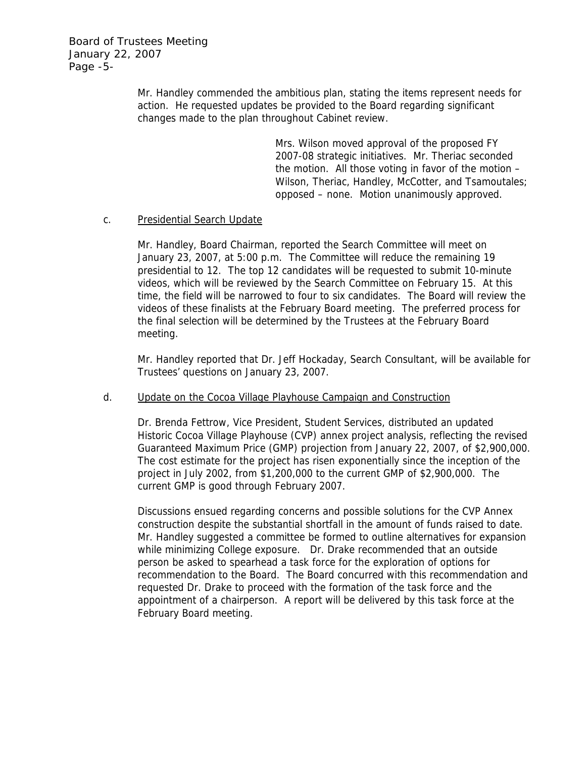Mr. Handley commended the ambitious plan, stating the items represent needs for action. He requested updates be provided to the Board regarding significant changes made to the plan throughout Cabinet review.

> Mrs. Wilson moved approval of the proposed FY 2007-08 strategic initiatives. Mr. Theriac seconded the motion. All those voting in favor of the motion – Wilson, Theriac, Handley, McCotter, and Tsamoutales; opposed – none. Motion unanimously approved.

c. <u>Presidential Search Update</u>

Mr. Handley, Board Chairman, reported the Search Committee will meet on January 23, 2007, at 5:00 p.m. The Committee will reduce the remaining 19 presidential to 12. The top 12 candidates will be requested to submit 10-minute videos, which will be reviewed by the Search Committee on February 15. At this time, the field will be narrowed to four to six candidates. The Board will review the videos of these finalists at the February Board meeting. The preferred process for the final selection will be determined by the Trustees at the February Board meeting.

Mr. Handley reported that Dr. Jeff Hockaday, Search Consultant, will be available for Trustees' questions on January 23, 2007.

d. <u>Update on the Cocoa Village Playhouse Campaign and Construction</u>

Dr. Brenda Fettrow, Vice President, Student Services, distributed an updated Historic Cocoa Village Playhouse (CVP) annex project analysis, reflecting the revised Guaranteed Maximum Price (GMP) projection from January 22, 2007, of $2,900,000. The cost estimate for the project has risen exponentially since the inception of the project in July 2002, from $1,200,000 to the current GMP of $2,900,000. The current GMP is good through February 2007.

Discussions ensued regarding concerns and possible solutions for the CVP Annex construction despite the substantial shortfall in the amount of funds raised to date. Mr. Handley suggested a committee be formed to outline alternatives for expansion while minimizing College exposure. Dr. Drake recommended that an outside person be asked to spearhead a task force for the exploration of options for recommendation to the Board. The Board concurred with this recommendation and requested Dr. Drake to proceed with the formation of the task force and the appointment of a chairperson. A report will be delivered by this task force at the February Board meeting.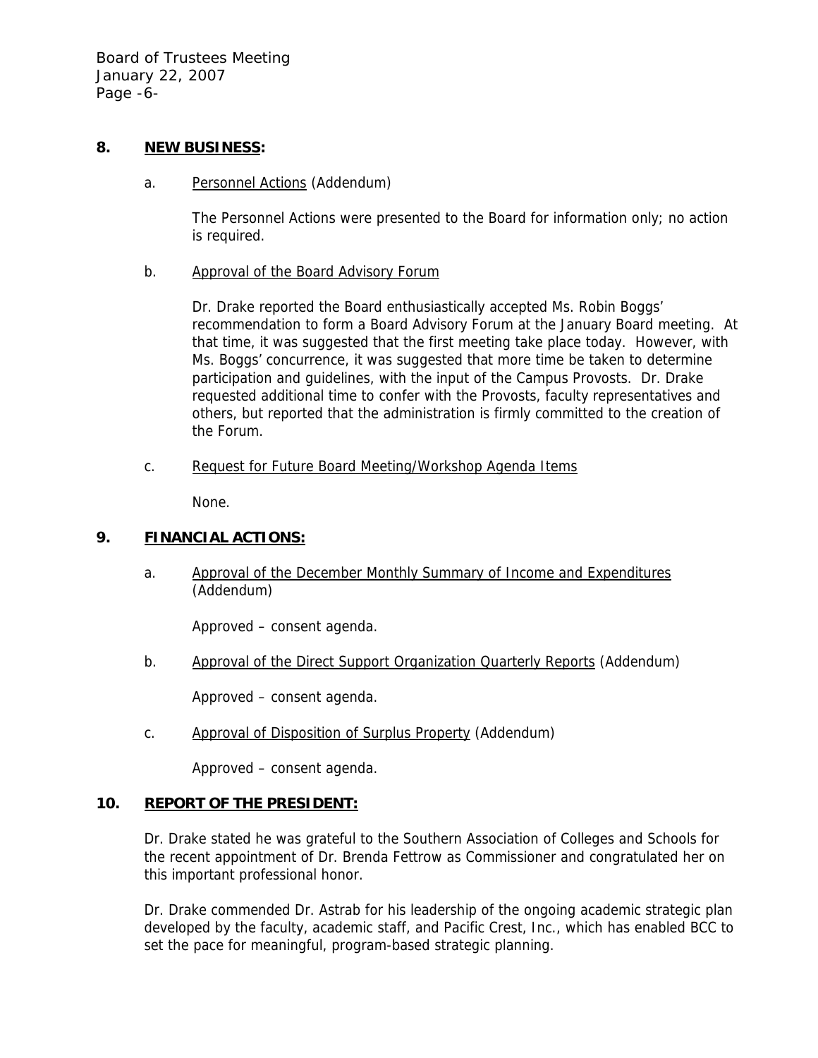## 8. NEW BUSINESS:

a. Personnel Actions (Addendum)

The Personnel Actions were presented to the Board for information only; no action is required.

b. Approval of the Board Advisory Forum

Dr. Drake reported the Board enthusiastically accepted Ms. Robin Boggs' recommendation to form a Board Advisory Forum at the January Board meeting. At that time, it was suggested that the first meeting take place today. However, with Ms. Boggs' concurrence, it was suggested that more time be taken to determine participation and guidelines, with the input of the Campus Provosts. Dr. Drake requested additional time to confer with the Provosts, faculty representatives and others, but reported that the administration is firmly committed to the creation of the Forum.

c. Request for Future Board Meeting/Workshop Agenda Items

None.

## 9. FINANCIAL ACTIONS:

a. Approval of the December Monthly Summary of Income and Expenditures (Addendum)

Approved – consent agenda.

b. Approval of the Direct Support Organization Quarterly Reports (Addendum)

Approved – consent agenda.

c. Approval of Disposition of Surplus Property (Addendum)

Approved – consent agenda.

## 10. REPORT OF THE PRESIDENT:

Dr. Drake stated he was grateful to the Southern Association of Colleges and Schools for the recent appointment of Dr. Brenda Fettrow as Commissioner and congratulated her on this important professional honor.

Dr. Drake commended Dr. Astrab for his leadership of the ongoing academic strategic plan developed by the faculty, academic staff, and Pacific Crest, Inc., which has enabled BCC to set the pace for meaningful, program-based strategic planning.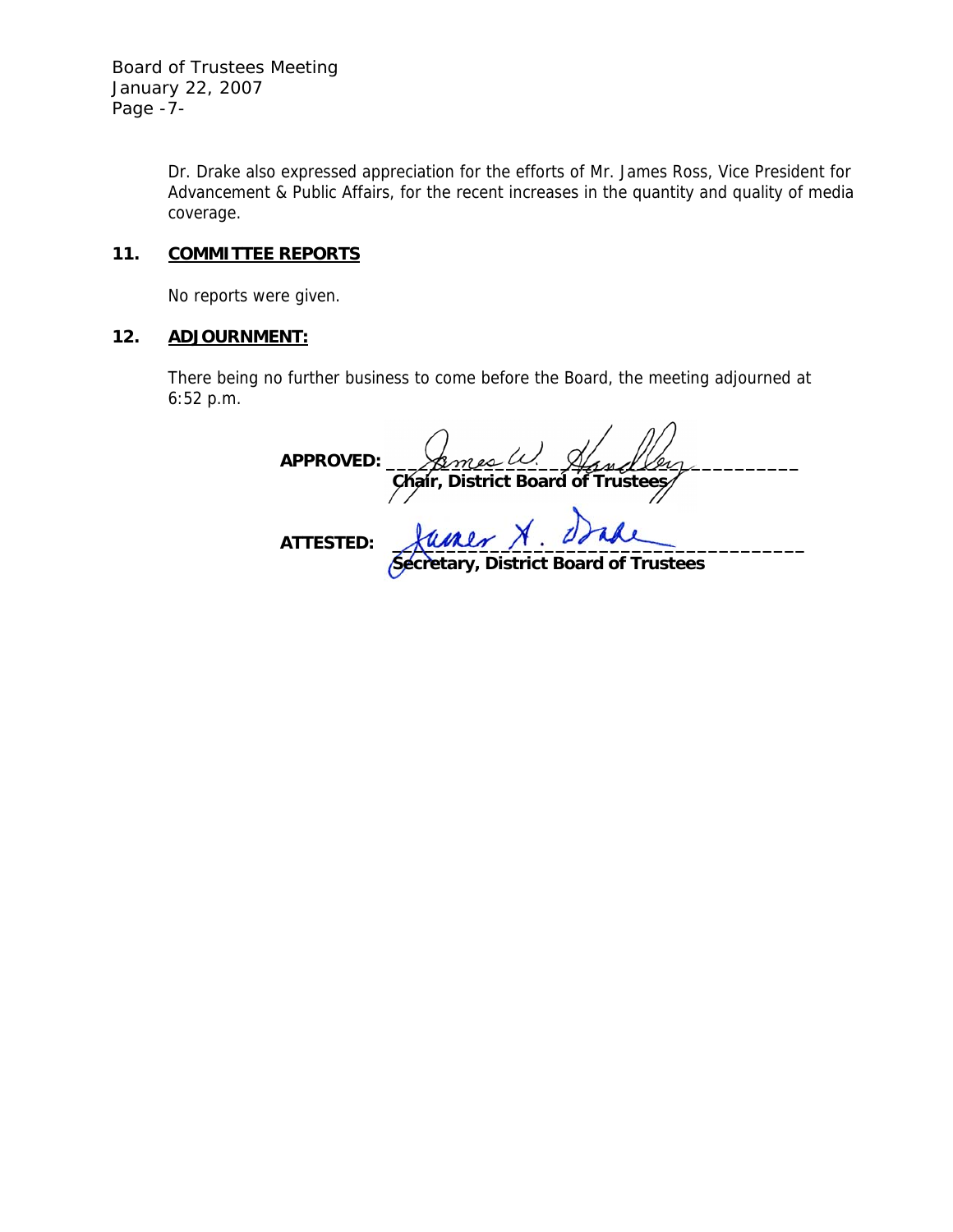Dr. Drake also expressed appreciation for the efforts of Mr. James Ross, Vice President for Advancement & Public Affairs, for the recent increases in the quantity and quality of media coverage.

## 11. COMMITTEE REPORTS

No reports were given.

## 12. ADJOURNMENT:

There being no further business to come before the Board, the meeting adjourned at 6:52 p.m.

**APPROVED:** James W. Handley
**Chair, District Board of Trustees**

**ATTESTED:** James A. Drake
**Secretary, District Board of Trustees**